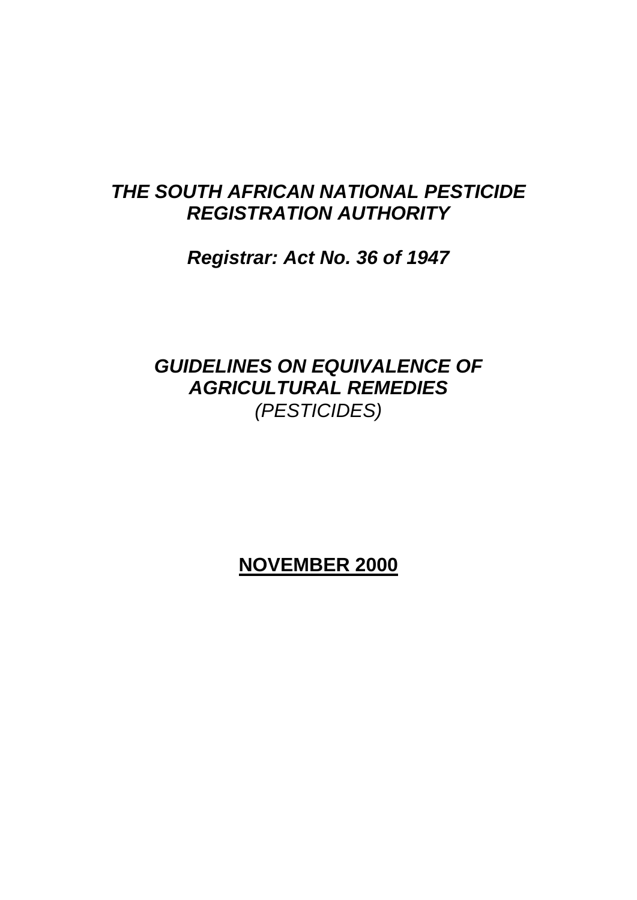# *THE SOUTH AFRICAN NATIONAL PESTICIDE REGISTRATION AUTHORITY*

## *Registrar: Act No. 36 of 1947*

# *GUIDELINES ON EQUIVALENCE OF AGRICULTURAL REMEDIES*

*(PESTICIDES)*

**NOVEMBER 2000**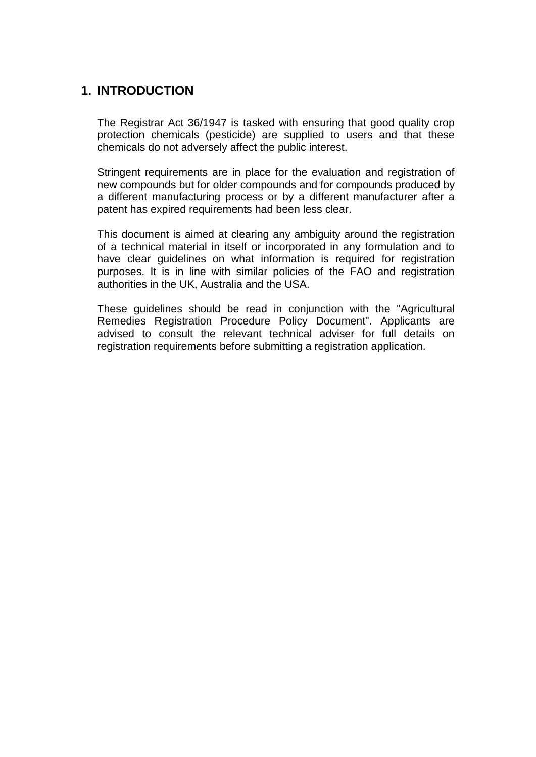# 1. INTRODUCTION

The Registrar Act 36/1947 is tasked with ensuring that good quality crop protection chemicals (pesticide) are supplied to users and that these chemicals do not adversely affect the public interest.

Stringent requirements are in place for the evaluation and registration of new compounds but for older compounds and for compounds produced by a different manufacturing process or by a different manufacturer after a patent has expired requirements had been less clear.

This document is aimed at clearing any ambiguity around the registration of a technical material in itself or incorporated in any formulation and to have clear guidelines on what information is required for registration purposes. It is in line with similar policies of the FAO and registration authorities in the UK, Australia and the USA.

These guidelines should be read in conjunction with the "Agricultural Remedies Registration Procedure Policy Document". Applicants are advised to consult the relevant technical adviser for full details on registration requirements before submitting a registration application.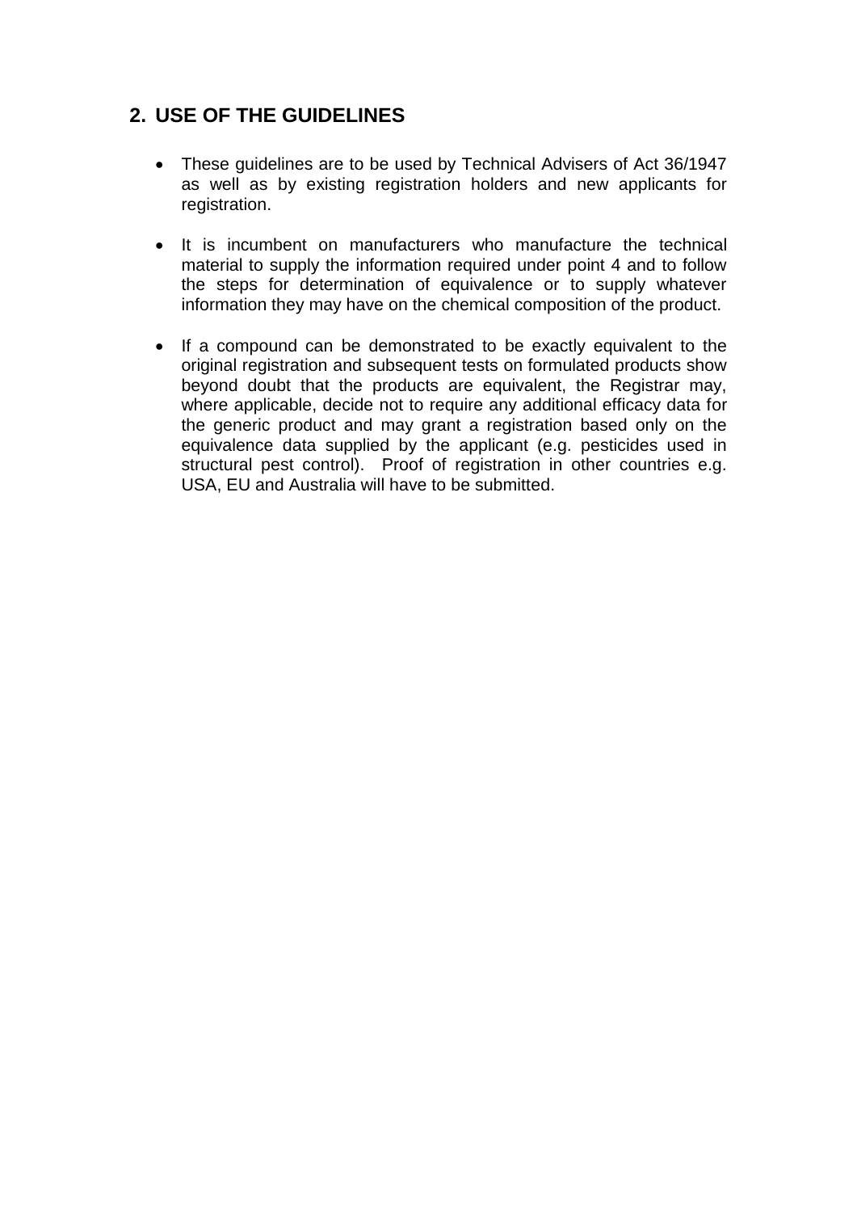## 2. USE OF THE GUIDELINES

- These guidelines are to be used by Technical Advisers of Act 36/1947 as well as by existing registration holders and new applicants for registration.

- It is incumbent on manufacturers who manufacture the technical material to supply the information required under point 4 and to follow the steps for determination of equivalence or to supply whatever information they may have on the chemical composition of the product.

- If a compound can be demonstrated to be exactly equivalent to the original registration and subsequent tests on formulated products show beyond doubt that the products are equivalent, the Registrar may, where applicable, decide not to require any additional efficacy data for the generic product and may grant a registration based only on the equivalence data supplied by the applicant (e.g. pesticides used in structural pest control). Proof of registration in other countries e.g. USA, EU and Australia will have to be submitted.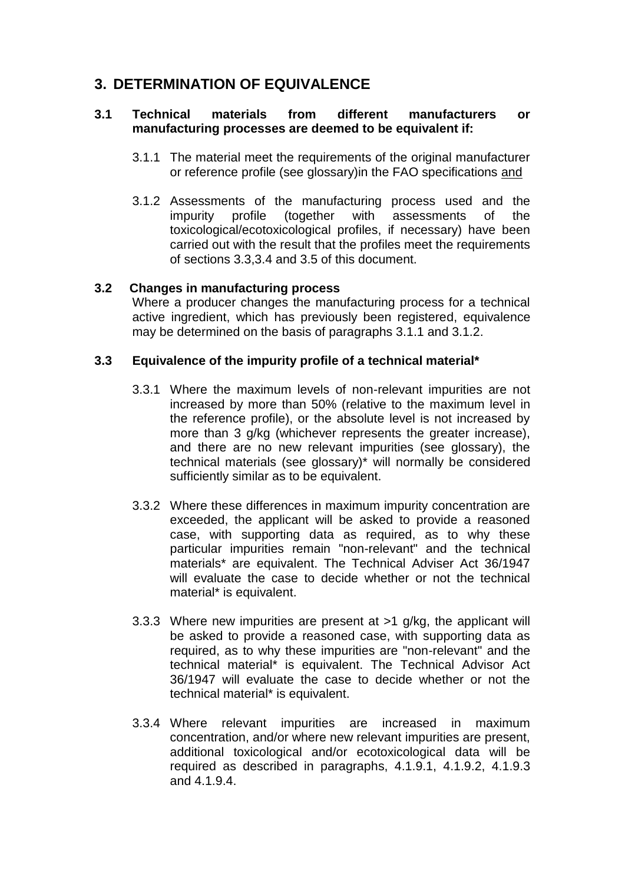## 3. DETERMINATION OF EQUIVALENCE

**3.1 Technical materials from different manufacturers or manufacturing processes are deemed to be equivalent if:**

3.1.1 The material meet the requirements of the original manufacturer or reference profile (see glossary)in the FAO specifications and

3.1.2 Assessments of the manufacturing process used and the impurity profile (together with assessments of the toxicological/ecotoxicological profiles, if necessary) have been carried out with the result that the profiles meet the requirements of sections 3.3,3.4 and 3.5 of this document.

**3.2 Changes in manufacturing process**

Where a producer changes the manufacturing process for a technical active ingredient, which has previously been registered, equivalence may be determined on the basis of paragraphs 3.1.1 and 3.1.2.

**3.3 Equivalence of the impurity profile of a technical material***

3.3.1 Where the maximum levels of non-relevant impurities are not increased by more than 50% (relative to the maximum level in the reference profile), or the absolute level is not increased by more than 3 g/kg (whichever represents the greater increase), and there are no new relevant impurities (see glossary), the technical materials (see glossary)* will normally be considered sufficiently similar as to be equivalent.

3.3.2 Where these differences in maximum impurity concentration are exceeded, the applicant will be asked to provide a reasoned case, with supporting data as required, as to why these particular impurities remain "non-relevant" and the technical materials* are equivalent. The Technical Adviser Act 36/1947 will evaluate the case to decide whether or not the technical material* is equivalent.

3.3.3 Where new impurities are present at >1 g/kg, the applicant will be asked to provide a reasoned case, with supporting data as required, as to why these impurities are "non-relevant" and the technical material* is equivalent. The Technical Advisor Act 36/1947 will evaluate the case to decide whether or not the technical material* is equivalent.

3.3.4 Where relevant impurities are increased in maximum concentration, and/or where new relevant impurities are present, additional toxicological and/or ecotoxicological data will be required as described in paragraphs, 4.1.9.1, 4.1.9.2, 4.1.9.3 and 4.1.9.4.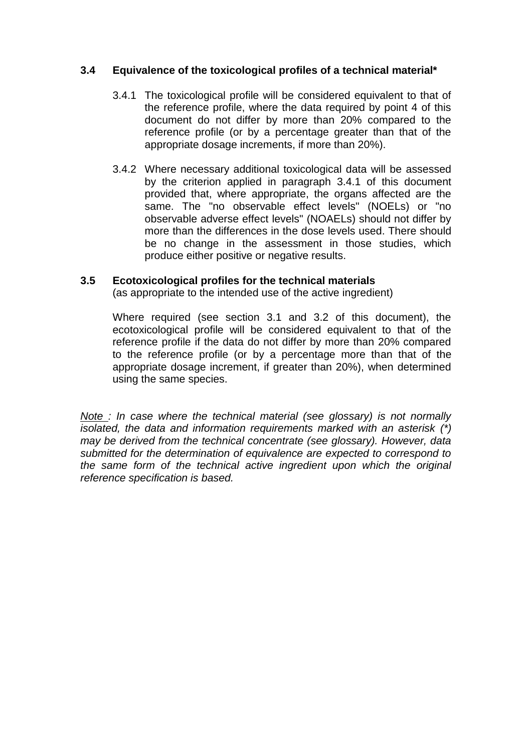### 3.4 Equivalence of the toxicological profiles of a technical material*

3.4.1 The toxicological profile will be considered equivalent to that of the reference profile, where the data required by point 4 of this document do not differ by more than 20% compared to the reference profile (or by a percentage greater than that of the appropriate dosage increments, if more than 20%).

3.4.2 Where necessary additional toxicological data will be assessed by the criterion applied in paragraph 3.4.1 of this document provided that, where appropriate, the organs affected are the same. The "no observable effect levels" (NOELs) or "no observable adverse effect levels" (NOAELs) should not differ by more than the differences in the dose levels used. There should be no change in the assessment in those studies, which produce either positive or negative results.

### 3.5 Ecotoxicological profiles for the technical materials

(as appropriate to the intended use of the active ingredient)

Where required (see section 3.1 and 3.2 of this document), the ecotoxicological profile will be considered equivalent to that of the reference profile if the data do not differ by more than 20% compared to the reference profile (or by a percentage more than that of the appropriate dosage increment, if greater than 20%), when determined using the same species.

*<u>Note</u> : In case where the technical material (see glossary) is not normally isolated, the data and information requirements marked with an asterisk (*) may be derived from the technical concentrate (see glossary). However, data submitted for the determination of equivalence are expected to correspond to the same form of the technical active ingredient upon which the original reference specification is based.*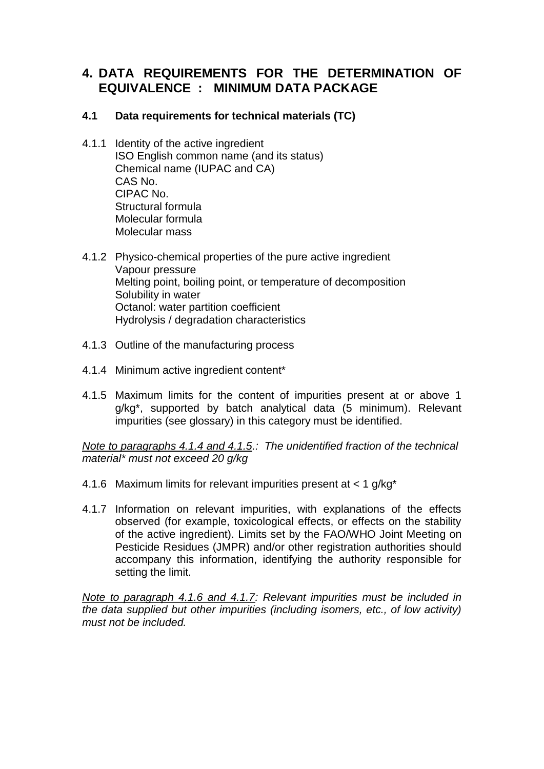# 4. DATA REQUIREMENTS FOR THE DETERMINATION OF EQUIVALENCE : MINIMUM DATA PACKAGE

## 4.1 Data requirements for technical materials (TC)

4.1.1 Identity of the active ingredient
ISO English common name (and its status)
Chemical name (IUPAC and CA)
CAS No.
CIPAC No.
Structural formula
Molecular formula
Molecular mass

4.1.2 Physico-chemical properties of the pure active ingredient
Vapour pressure
Melting point, boiling point, or temperature of decomposition
Solubility in water
Octanol: water partition coefficient
Hydrolysis / degradation characteristics

4.1.3 Outline of the manufacturing process

4.1.4 Minimum active ingredient content*

4.1.5 Maximum limits for the content of impurities present at or above 1 g/kg*, supported by batch analytical data (5 minimum). Relevant impurities (see glossary) in this category must be identified.

*Note to paragraphs 4.1.4 and 4.1.5.: The unidentified fraction of the technical material* must not exceed 20 g/kg*

4.1.6 Maximum limits for relevant impurities present at < 1 g/kg*

4.1.7 Information on relevant impurities, with explanations of the effects observed (for example, toxicological effects, or effects on the stability of the active ingredient). Limits set by the FAO/WHO Joint Meeting on Pesticide Residues (JMPR) and/or other registration authorities should accompany this information, identifying the authority responsible for setting the limit.

*Note to paragraph 4.1.6 and 4.1.7: Relevant impurities must be included in the data supplied but other impurities (including isomers, etc., of low activity) must not be included.*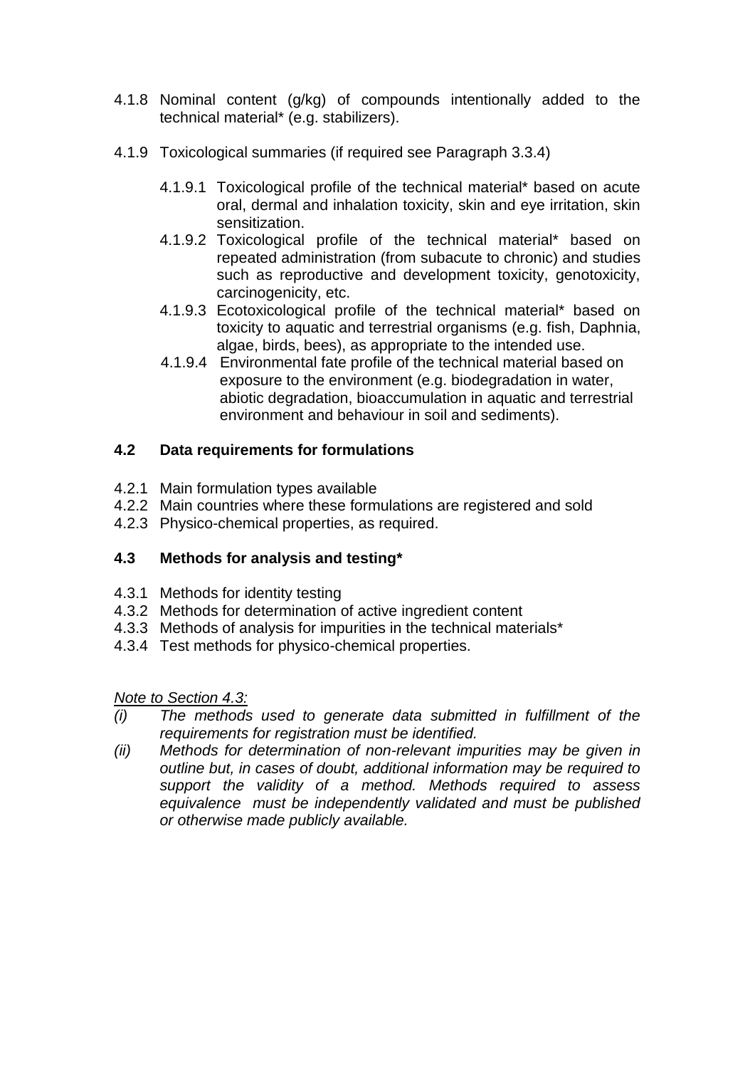4.1.8 Nominal content (g/kg) of compounds intentionally added to the technical material* (e.g. stabilizers).

4.1.9 Toxicological summaries (if required see Paragraph 3.3.4)

- 4.1.9.1 Toxicological profile of the technical material* based on acute oral, dermal and inhalation toxicity, skin and eye irritation, skin sensitization.
- 4.1.9.2 Toxicological profile of the technical material* based on repeated administration (from subacute to chronic) and studies such as reproductive and development toxicity, genotoxicity, carcinogenicity, etc.
- 4.1.9.3 Ecotoxicological profile of the technical material* based on toxicity to aquatic and terrestrial organisms (e.g. fish, Daphnia, algae, birds, bees), as appropriate to the intended use.
- 4.1.9.4 Environmental fate profile of the technical material based on exposure to the environment (e.g. biodegradation in water, abiotic degradation, bioaccumulation in aquatic and terrestrial environment and behaviour in soil and sediments).

## 4.2 Data requirements for formulations

4.2.1 Main formulation types available
4.2.2 Main countries where these formulations are registered and sold
4.2.3 Physico-chemical properties, as required.

## 4.3 Methods for analysis and testing*

4.3.1 Methods for identity testing
4.3.2 Methods for determination of active ingredient content
4.3.3 Methods of analysis for impurities in the technical materials*
4.3.4 Test methods for physico-chemical properties.

*Note to Section 4.3:*

*(i) The methods used to generate data submitted in fulfillment of the requirements for registration must be identified.*

*(ii) Methods for determination of non-relevant impurities may be given in outline but, in cases of doubt, additional information may be required to support the validity of a method. Methods required to assess equivalence must be independently validated and must be published or otherwise made publicly available.*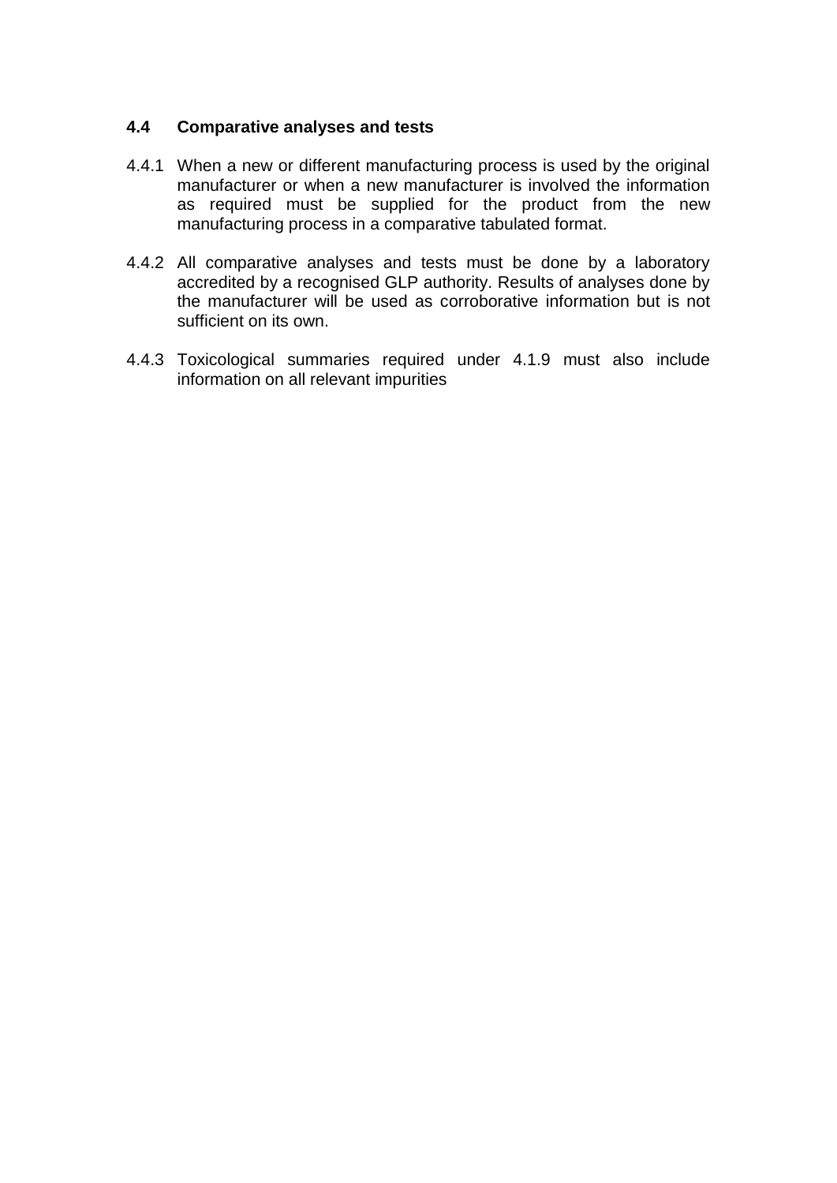### 4.4 Comparative analyses and tests

4.4.1 When a new or different manufacturing process is used by the original manufacturer or when a new manufacturer is involved the information as required must be supplied for the product from the new manufacturing process in a comparative tabulated format.

4.4.2 All comparative analyses and tests must be done by a laboratory accredited by a recognised GLP authority. Results of analyses done by the manufacturer will be used as corroborative information but is not sufficient on its own.

4.4.3 Toxicological summaries required under 4.1.9 must also include information on all relevant impurities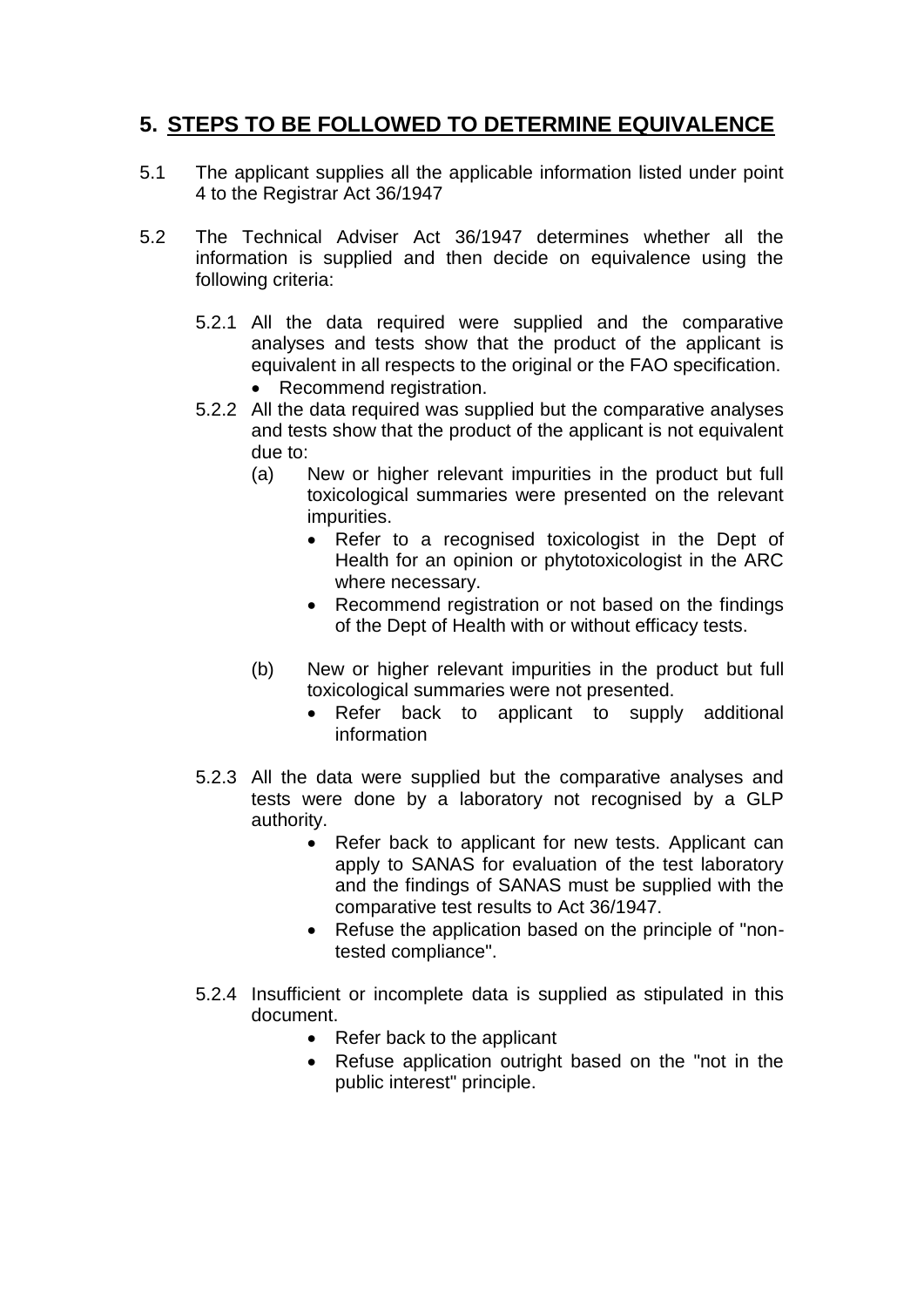## 5. STEPS TO BE FOLLOWED TO DETERMINE EQUIVALENCE

5.1 The applicant supplies all the applicable information listed under point 4 to the Registrar Act 36/1947

5.2 The Technical Adviser Act 36/1947 determines whether all the information is supplied and then decide on equivalence using the following criteria:

5.2.1 All the data required were supplied and the comparative analyses and tests show that the product of the applicant is equivalent in all respects to the original or the FAO specification.

- Recommend registration.

5.2.2 All the data required was supplied but the comparative analyses and tests show that the product of the applicant is not equivalent due to:

(a) New or higher relevant impurities in the product but full toxicological summaries were presented on the relevant impurities.

- Refer to a recognised toxicologist in the Dept of Health for an opinion or phytotoxicologist in the ARC where necessary.
- Recommend registration or not based on the findings of the Dept of Health with or without efficacy tests.

(b) New or higher relevant impurities in the product but full toxicological summaries were not presented.

- Refer back to applicant to supply additional information

5.2.3 All the data were supplied but the comparative analyses and tests were done by a laboratory not recognised by a GLP authority.

- Refer back to applicant for new tests. Applicant can apply to SANAS for evaluation of the test laboratory and the findings of SANAS must be supplied with the comparative test results to Act 36/1947.
- Refuse the application based on the principle of "non-tested compliance".

5.2.4 Insufficient or incomplete data is supplied as stipulated in this document.

- Refer back to the applicant
- Refuse application outright based on the "not in the public interest" principle.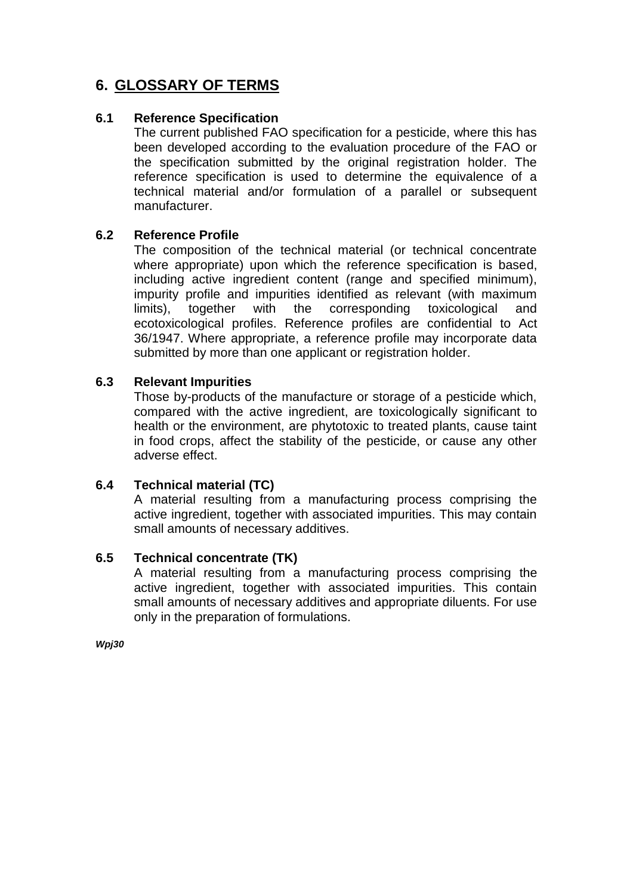# 6. GLOSSARY OF TERMS

### 6.1 Reference Specification

The current published FAO specification for a pesticide, where this has been developed according to the evaluation procedure of the FAO or the specification submitted by the original registration holder. The reference specification is used to determine the equivalence of a technical material and/or formulation of a parallel or subsequent manufacturer.

### 6.2 Reference Profile

The composition of the technical material (or technical concentrate where appropriate) upon which the reference specification is based, including active ingredient content (range and specified minimum), impurity profile and impurities identified as relevant (with maximum limits), together with the corresponding toxicological and ecotoxicological profiles. Reference profiles are confidential to Act 36/1947. Where appropriate, a reference profile may incorporate data submitted by more than one applicant or registration holder.

### 6.3 Relevant Impurities

Those by-products of the manufacture or storage of a pesticide which, compared with the active ingredient, are toxicologically significant to health or the environment, are phytotoxic to treated plants, cause taint in food crops, affect the stability of the pesticide, or cause any other adverse effect.

### 6.4 Technical material (TC)

A material resulting from a manufacturing process comprising the active ingredient, together with associated impurities. This may contain small amounts of necessary additives.

### 6.5 Technical concentrate (TK)

A material resulting from a manufacturing process comprising the active ingredient, together with associated impurities. This contain small amounts of necessary additives and appropriate diluents. For use only in the preparation of formulations.

***Wpj30***